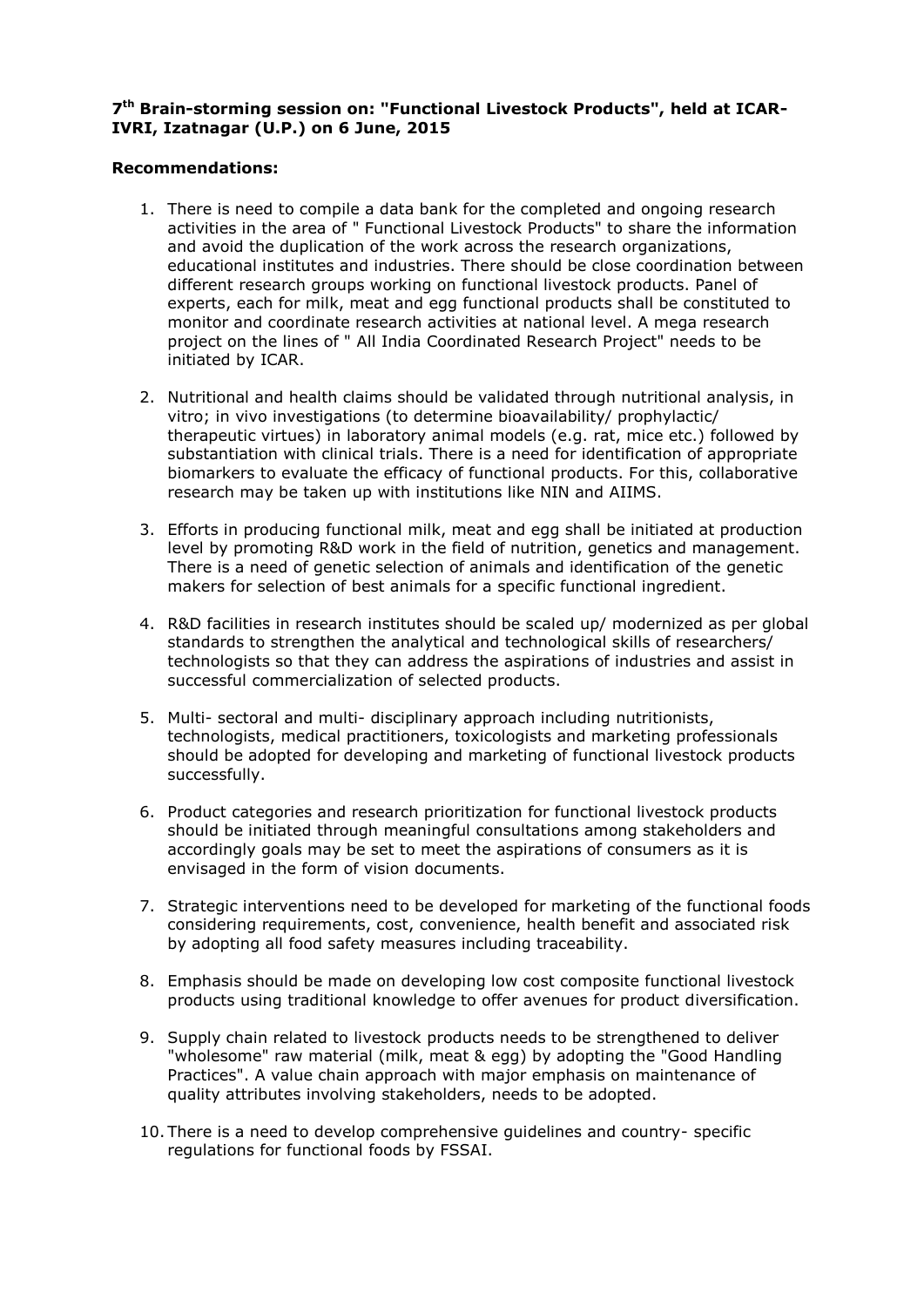**7th Brain-storming session on: "Functional Livestock Products", held at ICAR-IVRI, Izatnagar (U.P.) on 6 June, 2015**

**Recommendations:**

1. There is need to compile a data bank for the completed and ongoing research activities in the area of " Functional Livestock Products" to share the information and avoid the duplication of the work across the research organizations, educational institutes and industries. There should be close coordination between different research groups working on functional livestock products. Panel of experts, each for milk, meat and egg functional products shall be constituted to monitor and coordinate research activities at national level. A mega research project on the lines of " All India Coordinated Research Project" needs to be initiated by ICAR.

2. Nutritional and health claims should be validated through nutritional analysis, in vitro; in vivo investigations (to determine bioavailability/ prophylactic/ therapeutic virtues) in laboratory animal models (e.g. rat, mice etc.) followed by substantiation with clinical trials. There is a need for identification of appropriate biomarkers to evaluate the efficacy of functional products. For this, collaborative research may be taken up with institutions like NIN and AIIMS.

3. Efforts in producing functional milk, meat and egg shall be initiated at production level by promoting R&D work in the field of nutrition, genetics and management. There is a need of genetic selection of animals and identification of the genetic makers for selection of best animals for a specific functional ingredient.

4. R&D facilities in research institutes should be scaled up/ modernized as per global standards to strengthen the analytical and technological skills of researchers/ technologists so that they can address the aspirations of industries and assist in successful commercialization of selected products.

5. Multi- sectoral and multi- disciplinary approach including nutritionists, technologists, medical practitioners, toxicologists and marketing professionals should be adopted for developing and marketing of functional livestock products successfully.

6. Product categories and research prioritization for functional livestock products should be initiated through meaningful consultations among stakeholders and accordingly goals may be set to meet the aspirations of consumers as it is envisaged in the form of vision documents.

7. Strategic interventions need to be developed for marketing of the functional foods considering requirements, cost, convenience, health benefit and associated risk by adopting all food safety measures including traceability.

8. Emphasis should be made on developing low cost composite functional livestock products using traditional knowledge to offer avenues for product diversification.

9. Supply chain related to livestock products needs to be strengthened to deliver "wholesome" raw material (milk, meat & egg) by adopting the "Good Handling Practices". A value chain approach with major emphasis on maintenance of quality attributes involving stakeholders, needs to be adopted.

10. There is a need to develop comprehensive guidelines and country- specific regulations for functional foods by FSSAI.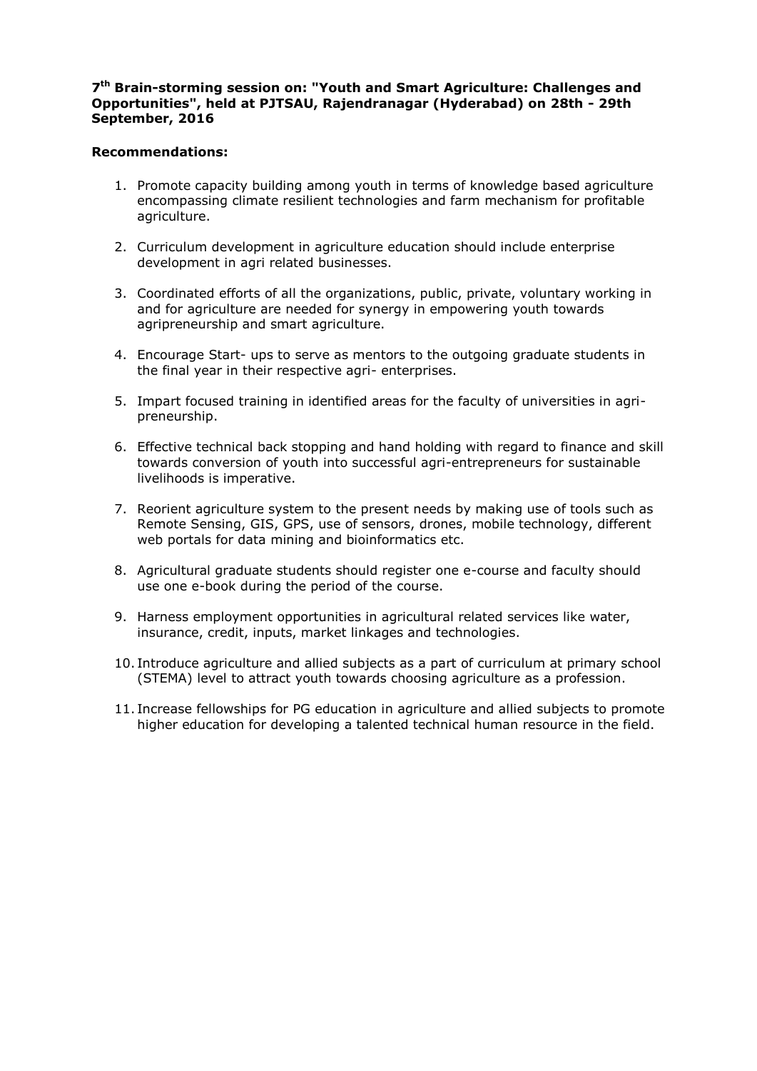**7th Brain-storming session on: "Youth and Smart Agriculture: Challenges and Opportunities", held at PJTSAU, Rajendranagar (Hyderabad) on 28th - 29th September, 2016**

**Recommendations:**

1. Promote capacity building among youth in terms of knowledge based agriculture encompassing climate resilient technologies and farm mechanism for profitable agriculture.
2. Curriculum development in agriculture education should include enterprise development in agri related businesses.
3. Coordinated efforts of all the organizations, public, private, voluntary working in and for agriculture are needed for synergy in empowering youth towards agripreneurship and smart agriculture.
4. Encourage Start- ups to serve as mentors to the outgoing graduate students in the final year in their respective agri- enterprises.
5. Impart focused training in identified areas for the faculty of universities in agri-preneurship.
6. Effective technical back stopping and hand holding with regard to finance and skill towards conversion of youth into successful agri-entrepreneurs for sustainable livelihoods is imperative.
7. Reorient agriculture system to the present needs by making use of tools such as Remote Sensing, GIS, GPS, use of sensors, drones, mobile technology, different web portals for data mining and bioinformatics etc.
8. Agricultural graduate students should register one e-course and faculty should use one e-book during the period of the course.
9. Harness employment opportunities in agricultural related services like water, insurance, credit, inputs, market linkages and technologies.
10. Introduce agriculture and allied subjects as a part of curriculum at primary school (STEMA) level to attract youth towards choosing agriculture as a profession.
11. Increase fellowships for PG education in agriculture and allied subjects to promote higher education for developing a talented technical human resource in the field.